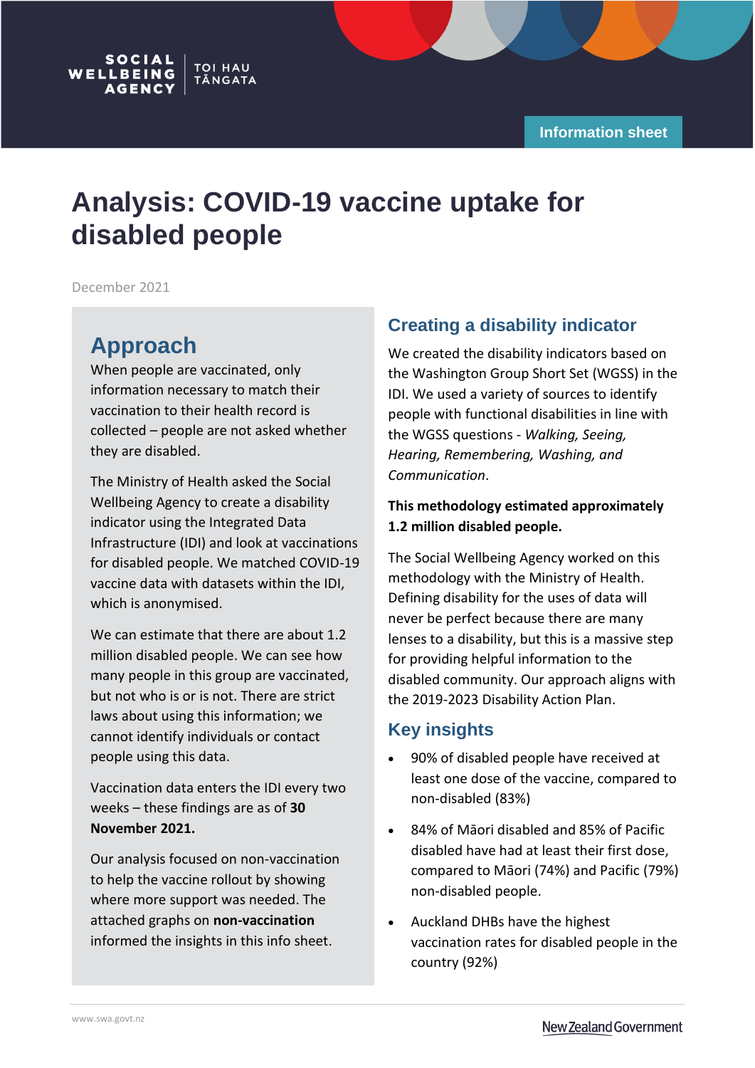SOCIAL WELLBEING AGENCY | TOI HAU TĀNGATA

Information sheet

# Analysis: COVID-19 vaccine uptake for disabled people

December 2021

## Approach

When people are vaccinated, only information necessary to match their vaccination to their health record is collected – people are not asked whether they are disabled.

The Ministry of Health asked the Social Wellbeing Agency to create a disability indicator using the Integrated Data Infrastructure (IDI) and look at vaccinations for disabled people. We matched COVID-19 vaccine data with datasets within the IDI, which is anonymised.

We can estimate that there are about 1.2 million disabled people. We can see how many people in this group are vaccinated, but not who is or is not. There are strict laws about using this information; we cannot identify individuals or contact people using this data.

Vaccination data enters the IDI every two weeks – these findings are as of **30 November 2021.**

Our analysis focused on non-vaccination to help the vaccine rollout by showing where more support was needed. The attached graphs on **non-vaccination** informed the insights in this info sheet.

## Creating a disability indicator

We created the disability indicators based on the Washington Group Short Set (WGSS) in the IDI. We used a variety of sources to identify people with functional disabilities in line with the WGSS questions - *Walking, Seeing, Hearing, Remembering, Washing, and Communication*.

**This methodology estimated approximately 1.2 million disabled people.**

The Social Wellbeing Agency worked on this methodology with the Ministry of Health. Defining disability for the uses of data will never be perfect because there are many lenses to a disability, but this is a massive step for providing helpful information to the disabled community. Our approach aligns with the 2019-2023 Disability Action Plan.

## Key insights

- 90% of disabled people have received at least one dose of the vaccine, compared to non-disabled (83%)
- 84% of Māori disabled and 85% of Pacific disabled have had at least their first dose, compared to Māori (74%) and Pacific (79%) non-disabled people.
- Auckland DHBs have the highest vaccination rates for disabled people in the country (92%)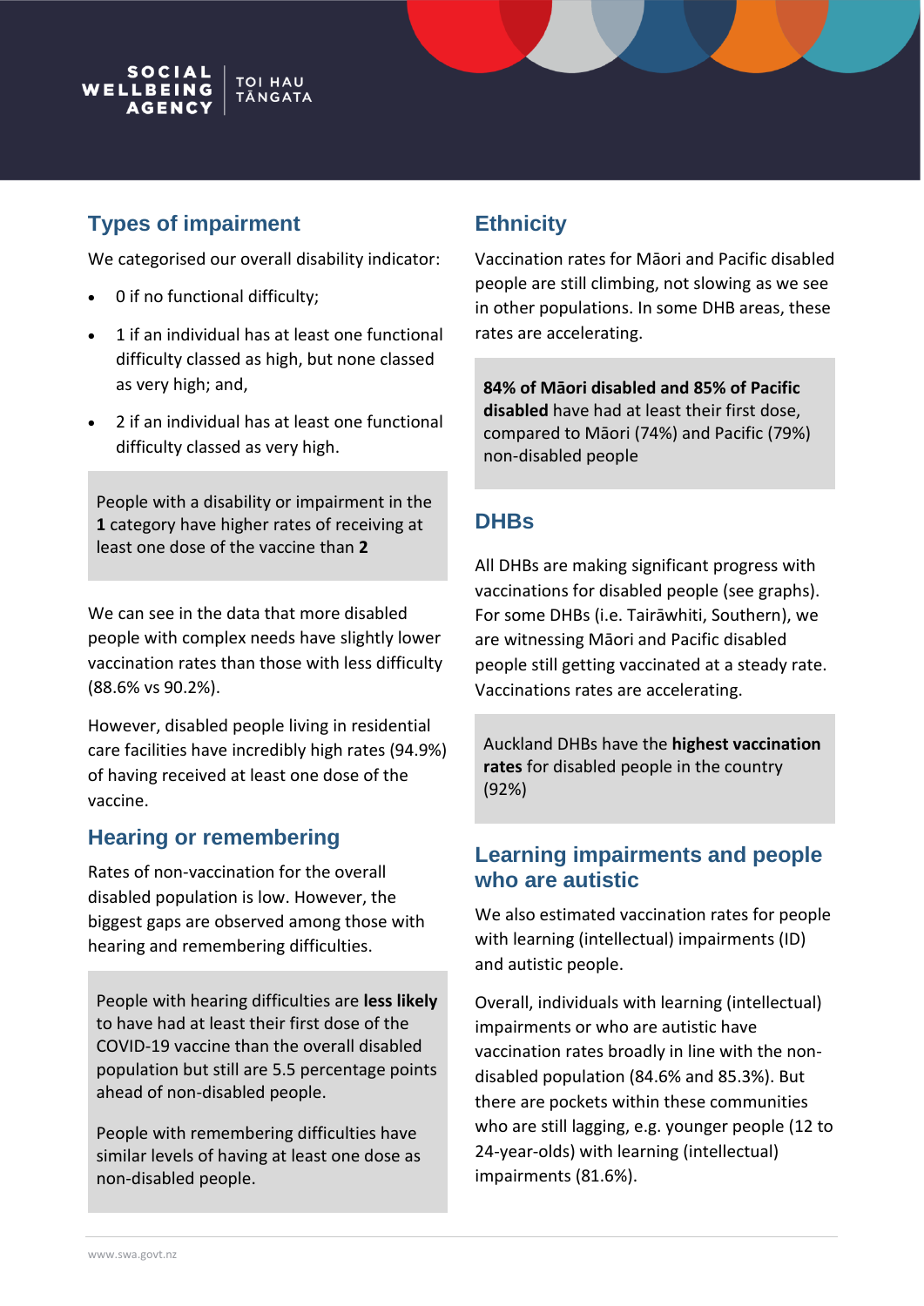## Types of impairment

We categorised our overall disability indicator:

- 0 if no functional difficulty;
- 1 if an individual has at least one functional difficulty classed as high, but none classed as very high; and,
- 2 if an individual has at least one functional difficulty classed as very high.

People with a disability or impairment in the **1** category have higher rates of receiving at least one dose of the vaccine than **2**

We can see in the data that more disabled people with complex needs have slightly lower vaccination rates than those with less difficulty (88.6% vs 90.2%).

However, disabled people living in residential care facilities have incredibly high rates (94.9%) of having received at least one dose of the vaccine.

## Hearing or remembering

Rates of non-vaccination for the overall disabled population is low. However, the biggest gaps are observed among those with hearing and remembering difficulties.

People with hearing difficulties are **less likely** to have had at least their first dose of the COVID-19 vaccine than the overall disabled population but still are 5.5 percentage points ahead of non-disabled people.

People with remembering difficulties have similar levels of having at least one dose as non-disabled people.

## Ethnicity

Vaccination rates for Māori and Pacific disabled people are still climbing, not slowing as we see in other populations. In some DHB areas, these rates are accelerating.

**84% of Māori disabled and 85% of Pacific disabled** have had at least their first dose, compared to Māori (74%) and Pacific (79%) non-disabled people

## DHBs

All DHBs are making significant progress with vaccinations for disabled people (see graphs). For some DHBs (i.e. Tairāwhiti, Southern), we are witnessing Māori and Pacific disabled people still getting vaccinated at a steady rate. Vaccinations rates are accelerating.

Auckland DHBs have the **highest vaccination rates** for disabled people in the country (92%)

## Learning impairments and people who are autistic

We also estimated vaccination rates for people with learning (intellectual) impairments (ID) and autistic people.

Overall, individuals with learning (intellectual) impairments or who are autistic have vaccination rates broadly in line with the non-disabled population (84.6% and 85.3%). But there are pockets within these communities who are still lagging, e.g. younger people (12 to 24-year-olds) with learning (intellectual) impairments (81.6%).